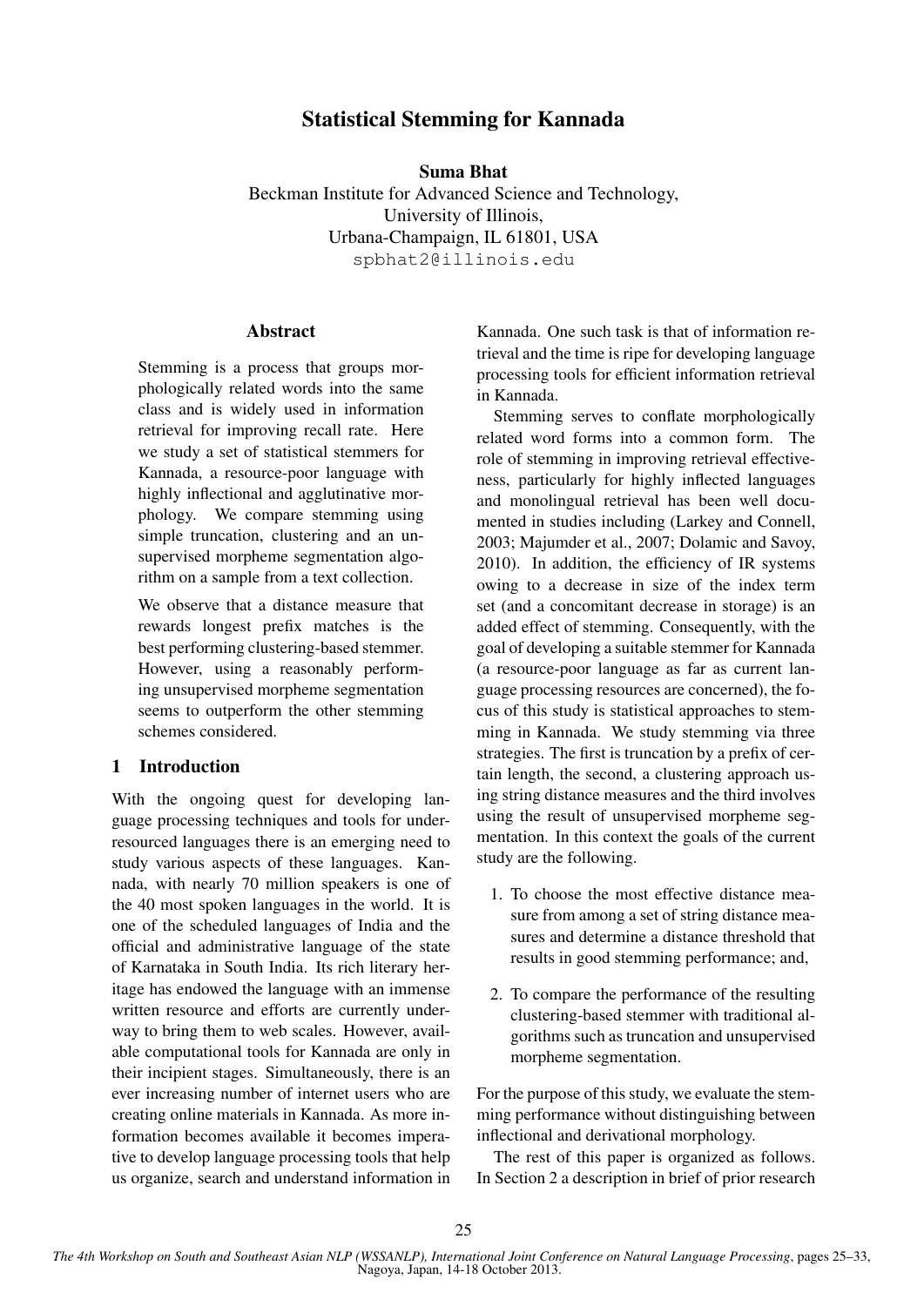# Statistical Stemming for Kannada

**Suma Bhat**
Beckman Institute for Advanced Science and Technology,
University of Illinois,
Urbana-Champaign, IL 61801, USA
spbhat2@illinois.edu

## Abstract

Stemming is a process that groups morphologically related words into the same class and is widely used in information retrieval for improving recall rate. Here we study a set of statistical stemmers for Kannada, a resource-poor language with highly inflectional and agglutinative morphology. We compare stemming using simple truncation, clustering and an unsupervised morpheme segmentation algorithm on a sample from a text collection.

We observe that a distance measure that rewards longest prefix matches is the best performing clustering-based stemmer. However, using a reasonably performing unsupervised morpheme segmentation seems to outperform the other stemming schemes considered.

## 1 Introduction

With the ongoing quest for developing language processing techniques and tools for under-resourced languages there is an emerging need to study various aspects of these languages. Kannada, with nearly 70 million speakers is one of the 40 most spoken languages in the world. It is one of the scheduled languages of India and the official and administrative language of the state of Karnataka in South India. Its rich literary heritage has endowed the language with an immense written resource and efforts are currently underway to bring them to web scales. However, available computational tools for Kannada are only in their incipient stages. Simultaneously, there is an ever increasing number of internet users who are creating online materials in Kannada. As more information becomes available it becomes imperative to develop language processing tools that help us organize, search and understand information in Kannada. One such task is that of information retrieval and the time is ripe for developing language processing tools for efficient information retrieval in Kannada.

Stemming serves to conflate morphologically related word forms into a common form. The role of stemming in improving retrieval effectiveness, particularly for highly inflected languages and monolingual retrieval has been well documented in studies including (Larkey and Connell, 2003; Majumder et al., 2007; Dolamic and Savoy, 2010). In addition, the efficiency of IR systems owing to a decrease in size of the index term set (and a concomitant decrease in storage) is an added effect of stemming. Consequently, with the goal of developing a suitable stemmer for Kannada (a resource-poor language as far as current language processing resources are concerned), the focus of this study is statistical approaches to stemming in Kannada. We study stemming via three strategies. The first is truncation by a prefix of certain length, the second, a clustering approach using string distance measures and the third involves using the result of unsupervised morpheme segmentation. In this context the goals of the current study are the following.

1. To choose the most effective distance measure from among a set of string distance measures and determine a distance threshold that results in good stemming performance; and,
2. To compare the performance of the resulting clustering-based stemmer with traditional algorithms such as truncation and unsupervised morpheme segmentation.

For the purpose of this study, we evaluate the stemming performance without distinguishing between inflectional and derivational morphology.

The rest of this paper is organized as follows. In Section 2 a description in brief of prior research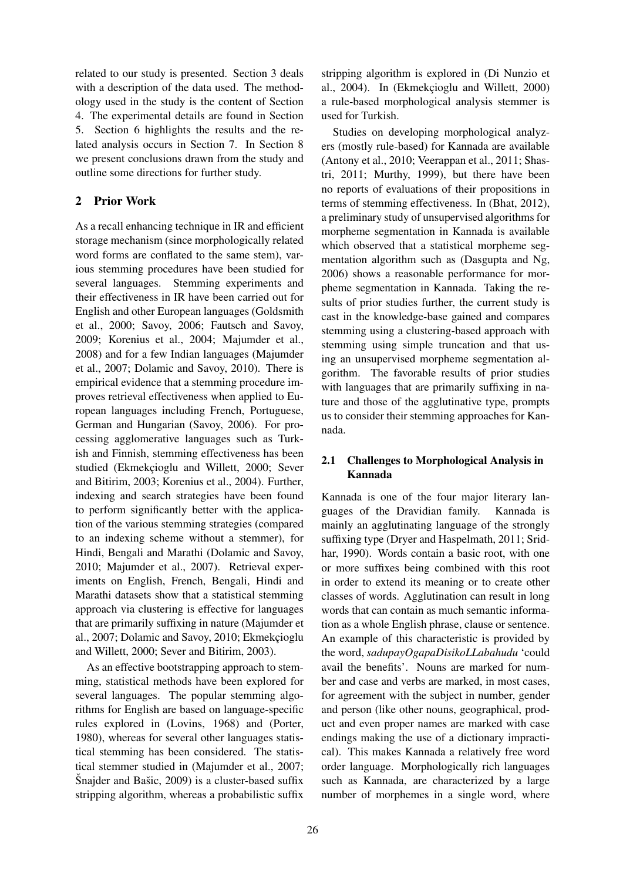related to our study is presented. Section 3 deals with a description of the data used. The methodology used in the study is the content of Section 4. The experimental details are found in Section 5. Section 6 highlights the results and the related analysis occurs in Section 7. In Section 8 we present conclusions drawn from the study and outline some directions for further study.

## 2 Prior Work

As a recall enhancing technique in IR and efficient storage mechanism (since morphologically related word forms are conflated to the same stem), various stemming procedures have been studied for several languages. Stemming experiments and their effectiveness in IR have been carried out for English and other European languages (Goldsmith et al., 2000; Savoy, 2006; Fautsch and Savoy, 2009; Korenius et al., 2004; Majumder et al., 2008) and for a few Indian languages (Majumder et al., 2007; Dolamic and Savoy, 2010). There is empirical evidence that a stemming procedure improves retrieval effectiveness when applied to European languages including French, Portuguese, German and Hungarian (Savoy, 2006). For processing agglomerative languages such as Turkish and Finnish, stemming effectiveness has been studied (Ekmekçioglu and Willett, 2000; Sever and Bitirim, 2003; Korenius et al., 2004). Further, indexing and search strategies have been found to perform significantly better with the application of the various stemming strategies (compared to an indexing scheme without a stemmer), for Hindi, Bengali and Marathi (Dolamic and Savoy, 2010; Majumder et al., 2007). Retrieval experiments on English, French, Bengali, Hindi and Marathi datasets show that a statistical stemming approach via clustering is effective for languages that are primarily suffixing in nature (Majumder et al., 2007; Dolamic and Savoy, 2010; Ekmekçioglu and Willett, 2000; Sever and Bitirim, 2003).

As an effective bootstrapping approach to stemming, statistical methods have been explored for several languages. The popular stemming algorithms for English are based on language-specific rules explored in (Lovins, 1968) and (Porter, 1980), whereas for several other languages statistical stemming has been considered. The statistical stemmer studied in (Majumder et al., 2007; Šnajder and Bašic, 2009) is a cluster-based suffix stripping algorithm, whereas a probabilistic suffix stripping algorithm is explored in (Di Nunzio et al., 2004). In (Ekmekçioglu and Willett, 2000) a rule-based morphological analysis stemmer is used for Turkish.

Studies on developing morphological analyzers (mostly rule-based) for Kannada are available (Antony et al., 2010; Veerappan et al., 2011; Shastri, 2011; Murthy, 1999), but there have been no reports of evaluations of their propositions in terms of stemming effectiveness. In (Bhat, 2012), a preliminary study of unsupervised algorithms for morpheme segmentation in Kannada is available which observed that a statistical morpheme segmentation algorithm such as (Dasgupta and Ng, 2006) shows a reasonable performance for morpheme segmentation in Kannada. Taking the results of prior studies further, the current study is cast in the knowledge-base gained and compares stemming using a clustering-based approach with stemming using simple truncation and that using an unsupervised morpheme segmentation algorithm. The favorable results of prior studies with languages that are primarily suffixing in nature and those of the agglutinative type, prompts us to consider their stemming approaches for Kannada.

### 2.1 Challenges to Morphological Analysis in Kannada

Kannada is one of the four major literary languages of the Dravidian family. Kannada is mainly an agglutinating language of the strongly suffixing type (Dryer and Haspelmath, 2011; Sridhar, 1990). Words contain a basic root, with one or more suffixes being combined with this root in order to extend its meaning or to create other classes of words. Agglutination can result in long words that can contain as much semantic information as a whole English phrase, clause or sentence. An example of this characteristic is provided by the word, *sadupayOgapaDisikoLLabahudu* 'could avail the benefits'. Nouns are marked for number and case and verbs are marked, in most cases, for agreement with the subject in number, gender and person (like other nouns, geographical, product and even proper names are marked with case endings making the use of a dictionary impractical). This makes Kannada a relatively free word order language. Morphologically rich languages such as Kannada, are characterized by a large number of morphemes in a single word, where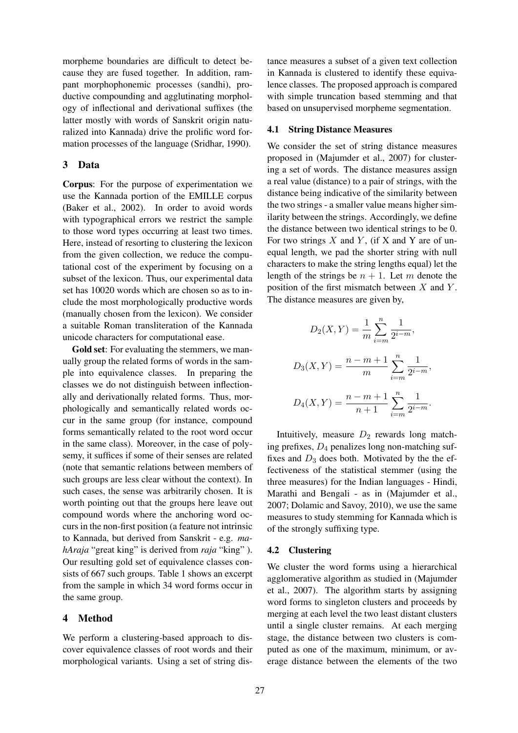morpheme boundaries are difficult to detect because they are fused together. In addition, rampant morphophonemic processes (sandhi), productive compounding and agglutinating morphology of inflectional and derivational suffixes (the latter mostly with words of Sanskrit origin naturalized into Kannada) drive the prolific word formation processes of the language (Sridhar, 1990).

## 3 Data

**Corpus**: For the purpose of experimentation we use the Kannada portion of the EMILLE corpus (Baker et al., 2002). In order to avoid words with typographical errors we restrict the sample to those word types occurring at least two times. Here, instead of resorting to clustering the lexicon from the given collection, we reduce the computational cost of the experiment by focusing on a subset of the lexicon. Thus, our experimental data set has 10020 words which are chosen so as to include the most morphologically productive words (manually chosen from the lexicon). We consider a suitable Roman transliteration of the Kannada unicode characters for computational ease.

**Gold set**: For evaluating the stemmers, we manually group the related forms of words in the sample into equivalence classes. In preparing the classes we do not distinguish between inflectionally and derivationally related forms. Thus, morphologically and semantically related words occur in the same group (for instance, compound forms semantically related to the root word occur in the same class). Moreover, in the case of polysemy, it suffices if some of their senses are related (note that semantic relations between members of such groups are less clear without the context). In such cases, the sense was arbitrarily chosen. It is worth pointing out that the groups here leave out compound words where the anchoring word occurs in the non-first position (a feature not intrinsic to Kannada, but derived from Sanskrit - e.g. *mahAraja* "great king" is derived from *raja* "king" ). Our resulting gold set of equivalence classes consists of 667 such groups. Table 1 shows an excerpt from the sample in which 34 word forms occur in the same group.

## 4 Method

We perform a clustering-based approach to discover equivalence classes of root words and their morphological variants. Using a set of string distance measures a subset of a given text collection in Kannada is clustered to identify these equivalence classes. The proposed approach is compared with simple truncation based stemming and that based on unsupervised morpheme segmentation.

### 4.1 String Distance Measures

We consider the set of string distance measures proposed in (Majumder et al., 2007) for clustering a set of words. The distance measures assign a real value (distance) to a pair of strings, with the distance being indicative of the similarity between the two strings - a smaller value means higher similarity between the strings. Accordingly, we define the distance between two identical strings to be 0. For two strings $X$ and $Y$, (if X and Y are of unequal length, we pad the shorter string with null characters to make the string lengths equal) let the length of the strings be $n + 1$. Let $m$ denote the position of the first mismatch between $X$ and $Y$. The distance measures are given by,

$$D_2(X, Y) = \frac{1}{m} \sum_{i=m}^{n} \frac{1}{2^{i-m}},$$

$$D_3(X, Y) = \frac{n - m + 1}{m} \sum_{i=m}^{n} \frac{1}{2^{i-m}},$$

$$D_4(X, Y) = \frac{n - m + 1}{n + 1} \sum_{i=m}^{n} \frac{1}{2^{i-m}}.$$

Intuitively, measure $D_2$ rewards long matching prefixes, $D_4$ penalizes long non-matching suffixes and $D_3$ does both. Motivated by the the effectiveness of the statistical stemmer (using the three measures) for the Indian languages - Hindi, Marathi and Bengali - as in (Majumder et al., 2007; Dolamic and Savoy, 2010), we use the same measures to study stemming for Kannada which is of the strongly suffixing type.

### 4.2 Clustering

We cluster the word forms using a hierarchical agglomerative algorithm as studied in (Majumder et al., 2007). The algorithm starts by assigning word forms to singleton clusters and proceeds by merging at each level the two least distant clusters until a single cluster remains. At each merging stage, the distance between two clusters is computed as one of the maximum, minimum, or average distance between the elements of the two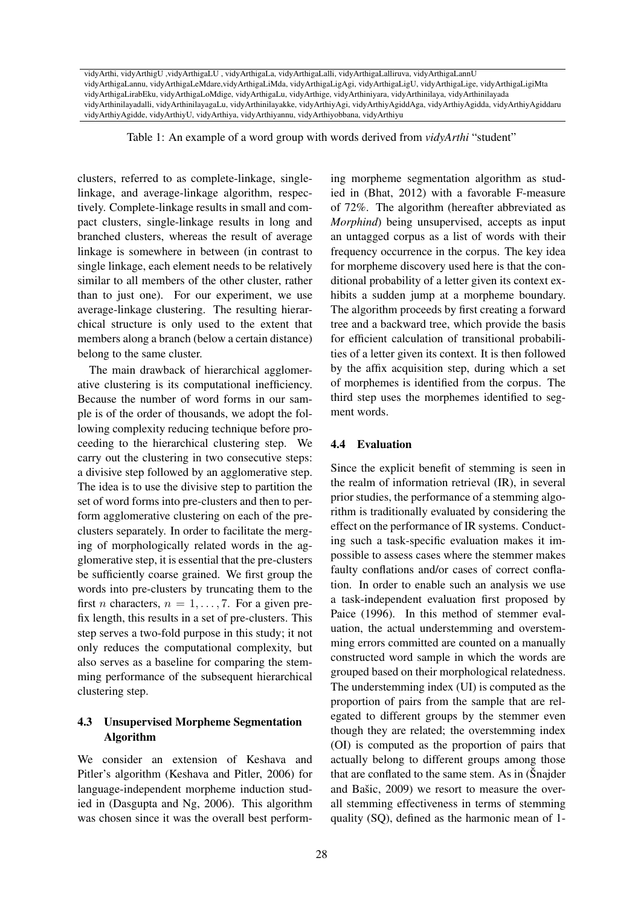| vidyArthi, vidyArthigU ,vidyArthigaLU , vidyArthigaLa, vidyArthigaLalli, vidyArthigaLalliruva, vidyArthigaLannU |
|---|
| vidyArthigaLannu, vidyArthigaLeMdare,vidyArthigaLiMda, vidyArthigaLigAgi, vidyArthigaLigU, vidyArthigaLige, vidyArthigaLigiMta |
| vidyArthigaLirabEku, vidyArthigaLoMdige, vidyArthigaLu, vidyArthige, vidyArthiniyara, vidyArthinilaya, vidyArthinilayada |
| vidyArthinilayadalli, vidyArthinilayagaLu, vidyArthinilayakke, vidyArthiyAgi, vidyArthiyAgiddAga, vidyArthiyAgidda, vidyArthiyAgiddaru |
| vidyArthiyAgidde, vidyArthiyU, vidyArthiya, vidyArthiyannu, vidyArthiyobbana, vidyArthiyu |

Table 1: An example of a word group with words derived from *vidyArthi* "student"

clusters, referred to as complete-linkage, single-linkage, and average-linkage algorithm, respectively. Complete-linkage results in small and compact clusters, single-linkage results in long and branched clusters, whereas the result of average linkage is somewhere in between (in contrast to single linkage, each element needs to be relatively similar to all members of the other cluster, rather than to just one). For our experiment, we use average-linkage clustering. The resulting hierarchical structure is only used to the extent that members along a branch (below a certain distance) belong to the same cluster.

The main drawback of hierarchical agglomerative clustering is its computational inefficiency. Because the number of word forms in our sample is of the order of thousands, we adopt the following complexity reducing technique before proceeding to the hierarchical clustering step. We carry out the clustering in two consecutive steps: a divisive step followed by an agglomerative step. The idea is to use the divisive step to partition the set of word forms into pre-clusters and then to perform agglomerative clustering on each of the pre-clusters separately. In order to facilitate the merging of morphologically related words in the agglomerative step, it is essential that the pre-clusters be sufficiently coarse grained. We first group the words into pre-clusters by truncating them to the first $n$ characters, $n = 1, \ldots, 7$. For a given prefix length, this results in a set of pre-clusters. This step serves a two-fold purpose in this study; it not only reduces the computational complexity, but also serves as a baseline for comparing the stemming performance of the subsequent hierarchical clustering step.

### 4.3 Unsupervised Morpheme Segmentation Algorithm

We consider an extension of Keshava and Pitler's algorithm (Keshava and Pitler, 2006) for language-independent morpheme induction studied in (Dasgupta and Ng, 2006). This algorithm was chosen since it was the overall best performing morpheme segmentation algorithm as studied in (Bhat, 2012) with a favorable F-measure of 72%. The algorithm (hereafter abbreviated as *Morphind*) being unsupervised, accepts as input an untagged corpus as a list of words with their frequency occurrence in the corpus. The key idea for morpheme discovery used here is that the conditional probability of a letter given its context exhibits a sudden jump at a morpheme boundary. The algorithm proceeds by first creating a forward tree and a backward tree, which provide the basis for efficient calculation of transitional probabilities of a letter given its context. It is then followed by the affix acquisition step, during which a set of morphemes is identified from the corpus. The third step uses the morphemes identified to segment words.

### 4.4 Evaluation

Since the explicit benefit of stemming is seen in the realm of information retrieval (IR), in several prior studies, the performance of a stemming algorithm is traditionally evaluated by considering the effect on the performance of IR systems. Conducting such a task-specific evaluation makes it impossible to assess cases where the stemmer makes faulty conflations and/or cases of correct conflation. In order to enable such an analysis we use a task-independent evaluation first proposed by Paice (1996). In this method of stemmer evaluation, the actual understemming and overstemming errors committed are counted on a manually constructed word sample in which the words are grouped based on their morphological relatedness. The understemming index (UI) is computed as the proportion of pairs from the sample that are relegated to different groups by the stemmer even though they are related; the overstemming index (OI) is computed as the proportion of pairs that actually belong to different groups among those that are conflated to the same stem. As in (Šnajder and Bašic, 2009) we resort to measure the overall stemming effectiveness in terms of stemming quality (SQ), defined as the harmonic mean of 1-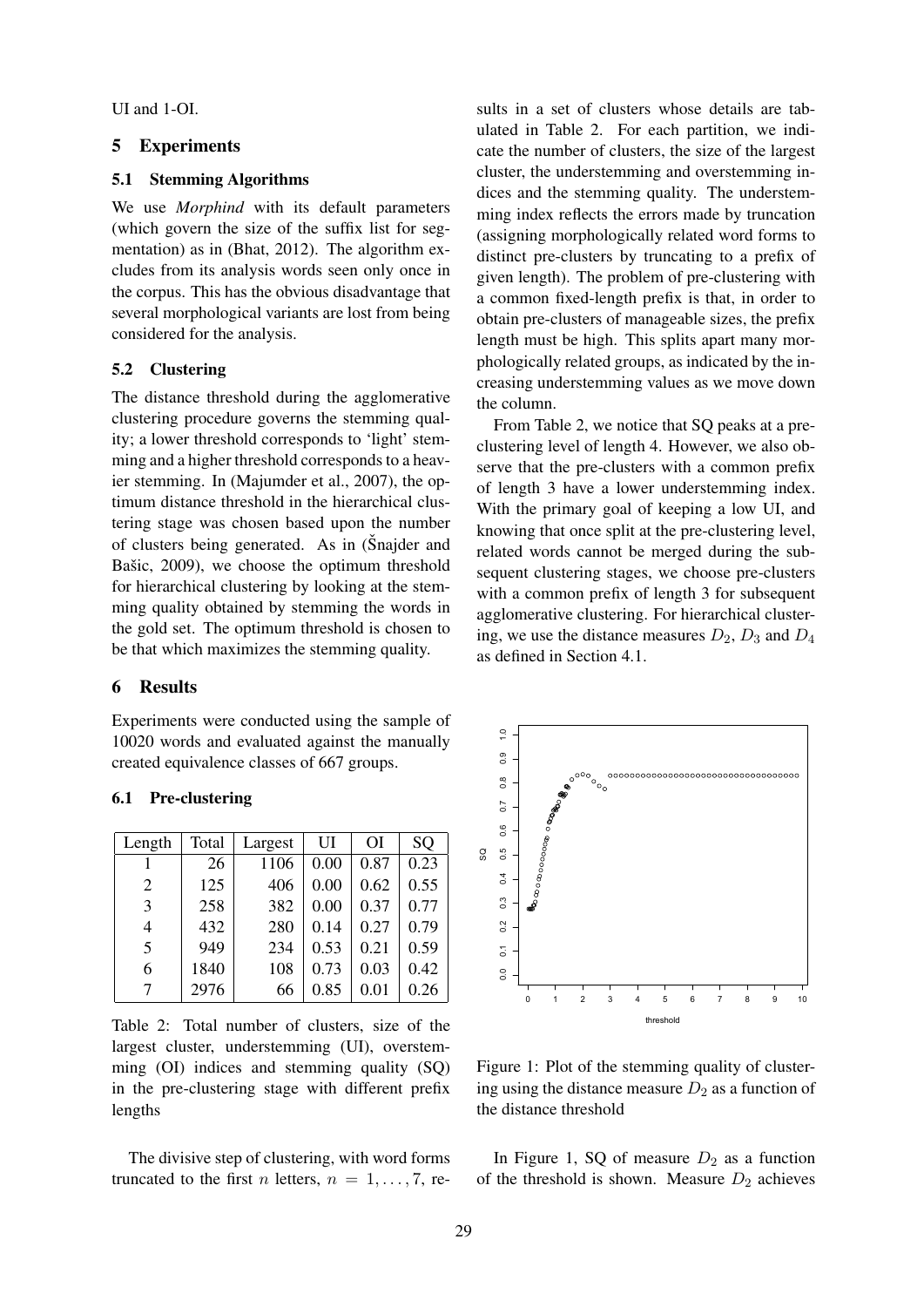UI and 1-OI.

## 5 Experiments

### 5.1 Stemming Algorithms

We use *Morphind* with its default parameters (which govern the size of the suffix list for segmentation) as in (Bhat, 2012). The algorithm excludes from its analysis words seen only once in the corpus. This has the obvious disadvantage that several morphological variants are lost from being considered for the analysis.

### 5.2 Clustering

The distance threshold during the agglomerative clustering procedure governs the stemming quality; a lower threshold corresponds to 'light' stemming and a higher threshold corresponds to a heavier stemming. In (Majumder et al., 2007), the optimum distance threshold in the hierarchical clustering stage was chosen based upon the number of clusters being generated. As in (Šnajder and Bašic, 2009), we choose the optimum threshold for hierarchical clustering by looking at the stemming quality obtained by stemming the words in the gold set. The optimum threshold is chosen to be that which maximizes the stemming quality.

## 6 Results

Experiments were conducted using the sample of 10020 words and evaluated against the manually created equivalence classes of 667 groups.

### 6.1 Pre-clustering

| Length | Total | Largest | UI | OI | SQ |
|---|---|---|---|---|---|
| 1 | 26 | 1106 | 0.00 | 0.87 | 0.23 |
| 2 | 125 | 406 | 0.00 | 0.62 | 0.55 |
| 3 | 258 | 382 | 0.00 | 0.37 | 0.77 |
| 4 | 432 | 280 | 0.14 | 0.27 | 0.79 |
| 5 | 949 | 234 | 0.53 | 0.21 | 0.59 |
| 6 | 1840 | 108 | 0.73 | 0.03 | 0.42 |
| 7 | 2976 | 66 | 0.85 | 0.01 | 0.26 |

Table 2: Total number of clusters, size of the largest cluster, understemming (UI), overstemming (OI) indices and stemming quality (SQ) in the pre-clustering stage with different prefix lengths

The divisive step of clustering, with word forms truncated to the first $n$ letters, $n = 1, \ldots, 7$, results in a set of clusters whose details are tabulated in Table 2. For each partition, we indicate the number of clusters, the size of the largest cluster, the understemming and overstemming indices and the stemming quality. The understemming index reflects the errors made by truncation (assigning morphologically related word forms to distinct pre-clusters by truncating to a prefix of given length). The problem of pre-clustering with a common fixed-length prefix is that, in order to obtain pre-clusters of manageable sizes, the prefix length must be high. This splits apart many morphologically related groups, as indicated by the increasing understemming values as we move down the column.

From Table 2, we notice that SQ peaks at a pre-clustering level of length 4. However, we also observe that the pre-clusters with a common prefix of length 3 have a lower understemming index. With the primary goal of keeping a low UI, and knowing that once split at the pre-clustering level, related words cannot be merged during the subsequent clustering stages, we choose pre-clusters with a common prefix of length 3 for subsequent agglomerative clustering. For hierarchical clustering, we use the distance measures $D_2$, $D_3$ and $D_4$ as defined in Section 4.1.

Figure 1: Plot of the stemming quality of clustering using the distance measure $D_2$ as a function of the distance threshold

In Figure 1, SQ of measure $D_2$ as a function of the threshold is shown. Measure $D_2$ achieves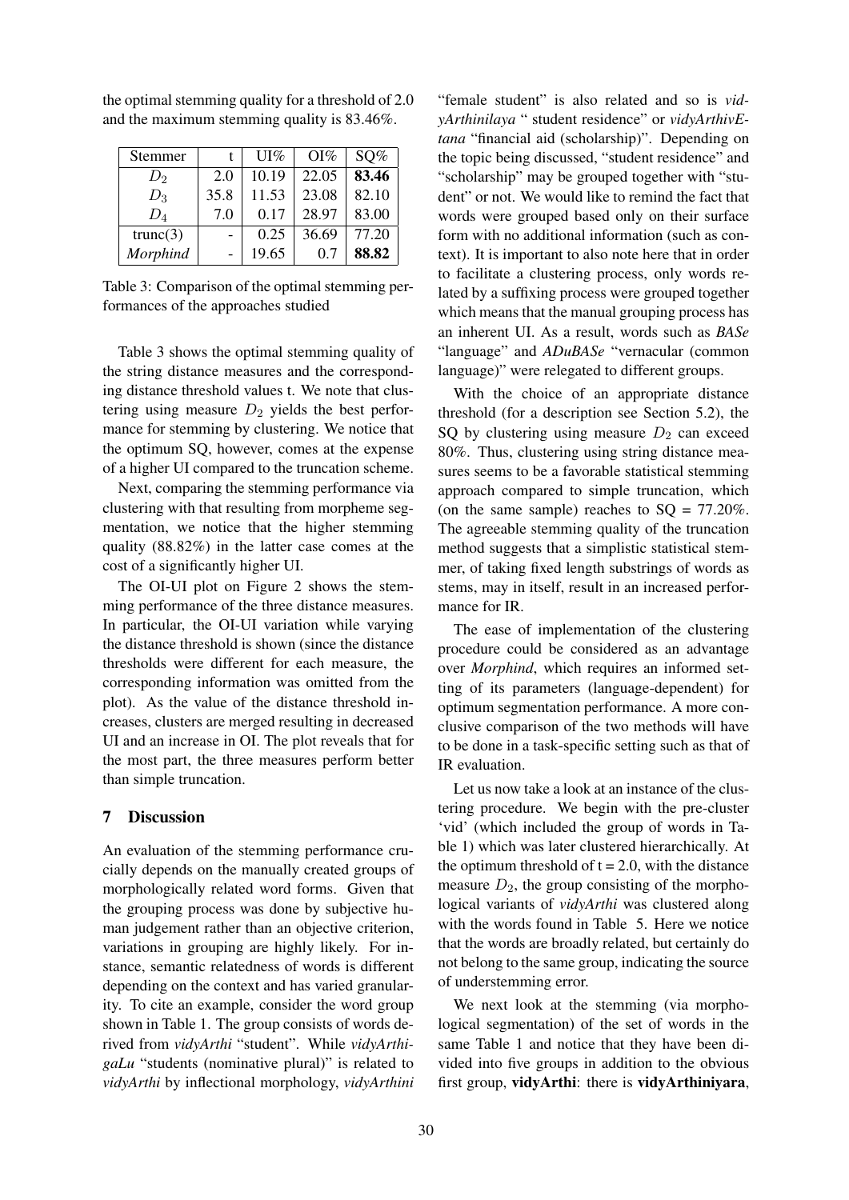the optimal stemming quality for a threshold of 2.0 and the maximum stemming quality is 83.46%.

| Stemmer | t | UI% | OI% | SQ% |
|---|---|---|---|---|
| $D_2$ | 2.0 | 10.19 | 22.05 | **83.46** |
| $D_3$ | 35.8 | 11.53 | 23.08 | 82.10 |
| $D_4$ | 7.0 | 0.17 | 28.97 | 83.00 |
| trunc(3) | - | 0.25 | 36.69 | 77.20 |
| *Morphind* | - | 19.65 | 0.7 | **88.82** |

Table 3: Comparison of the optimal stemming performances of the approaches studied

Table 3 shows the optimal stemming quality of the string distance measures and the corresponding distance threshold values t. We note that clustering using measure $D_2$ yields the best performance for stemming by clustering. We notice that the optimum SQ, however, comes at the expense of a higher UI compared to the truncation scheme.

Next, comparing the stemming performance via clustering with that resulting from morpheme segmentation, we notice that the higher stemming quality (88.82%) in the latter case comes at the cost of a significantly higher UI.

The OI-UI plot on Figure 2 shows the stemming performance of the three distance measures. In particular, the OI-UI variation while varying the distance threshold is shown (since the distance thresholds were different for each measure, the corresponding information was omitted from the plot). As the value of the distance threshold increases, clusters are merged resulting in decreased UI and an increase in OI. The plot reveals that for the most part, the three measures perform better than simple truncation.

## 7 Discussion

An evaluation of the stemming performance crucially depends on the manually created groups of morphologically related word forms. Given that the grouping process was done by subjective human judgement rather than an objective criterion, variations in grouping are highly likely. For instance, semantic relatedness of words is different depending on the context and has varied granularity. To cite an example, consider the word group shown in Table 1. The group consists of words derived from *vidyArthi* "student". While *vidyArthigaLu* "students (nominative plural)" is related to *vidyArthi* by inflectional morphology, *vidyArthini* "female student" is also related and so is *vidyArthinilaya* " student residence" or *vidyArthivEtana* "financial aid (scholarship)". Depending on the topic being discussed, "student residence" and "scholarship" may be grouped together with "student" or not. We would like to remind the fact that words were grouped based only on their surface form with no additional information (such as context). It is important to also note here that in order to facilitate a clustering process, only words related by a suffixing process were grouped together which means that the manual grouping process has an inherent UI. As a result, words such as *BASe* "language" and *ADuBASe* "vernacular (common language)" were relegated to different groups.

With the choice of an appropriate distance threshold (for a description see Section 5.2), the SQ by clustering using measure $D_2$ can exceed 80%. Thus, clustering using string distance measures seems to be a favorable statistical stemming approach compared to simple truncation, which (on the same sample) reaches to SQ = 77.20%. The agreeable stemming quality of the truncation method suggests that a simplistic statistical stemmer, of taking fixed length substrings of words as stems, may in itself, result in an increased performance for IR.

The ease of implementation of the clustering procedure could be considered as an advantage over *Morphind*, which requires an informed setting of its parameters (language-dependent) for optimum segmentation performance. A more conclusive comparison of the two methods will have to be done in a task-specific setting such as that of IR evaluation.

Let us now take a look at an instance of the clustering procedure. We begin with the pre-cluster 'vid' (which included the group of words in Table 1) which was later clustered hierarchically. At the optimum threshold of t = 2.0, with the distance measure $D_2$, the group consisting of the morphological variants of *vidyArthi* was clustered along with the words found in Table 5. Here we notice that the words are broadly related, but certainly do not belong to the same group, indicating the source of understemming error.

We next look at the stemming (via morphological segmentation) of the set of words in the same Table 1 and notice that they have been divided into five groups in addition to the obvious first group, **vidyArthi**: there is **vidyArthiniyara**,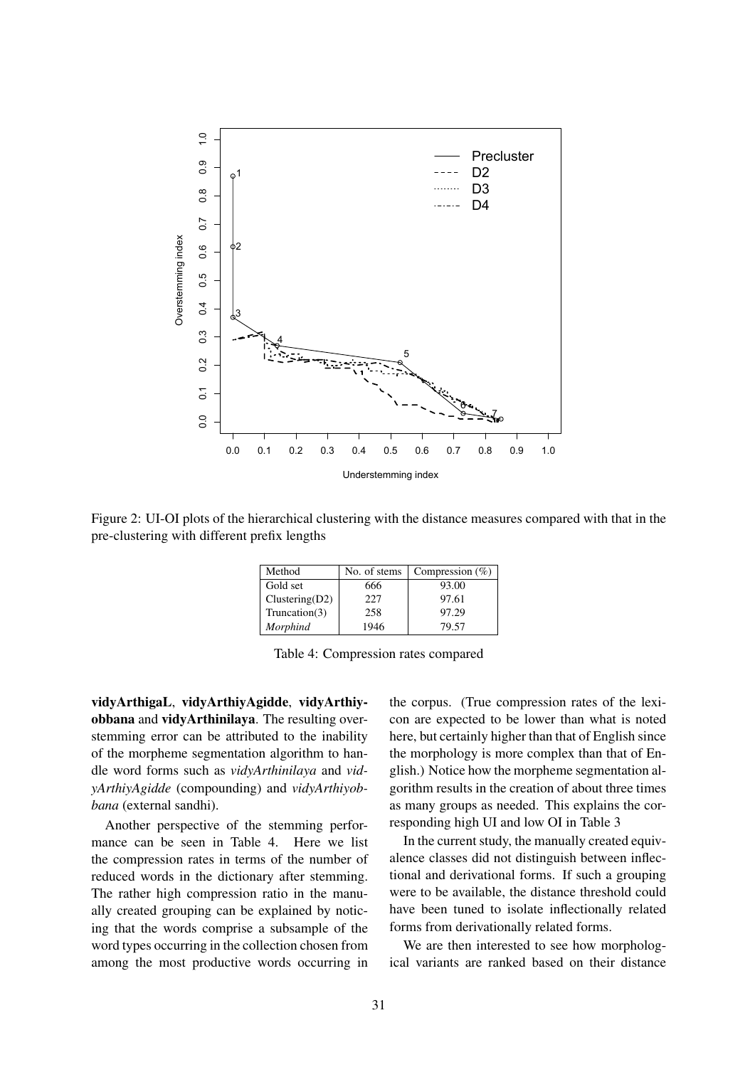Figure 2: UI-OI plots of the hierarchical clustering with the distance measures compared with that in the pre-clustering with different prefix lengths

| Method | No. of stems | Compression (%) |
|---|---|---|
| Gold set | 666 | 93.00 |
| Clustering(D2) | 227 | 97.61 |
| Truncation(3) | 258 | 97.29 |
| *Morphind* | 1946 | 79.57 |

Table 4: Compression rates compared

**vidyArthigaL**, **vidyArthiyAgidde**, **vidyArthiyobbana** and **vidyArthinilaya**. The resulting overstemming error can be attributed to the inability of the morpheme segmentation algorithm to handle word forms such as *vidyArthinilaya* and *vidyArthiyAgidde* (compounding) and *vidyArthiyobbana* (external sandhi).

Another perspective of the stemming performance can be seen in Table 4. Here we list the compression rates in terms of the number of reduced words in the dictionary after stemming. The rather high compression ratio in the manually created grouping can be explained by noticing that the words comprise a subsample of the word types occurring in the collection chosen from among the most productive words occurring in the corpus. (True compression rates of the lexicon are expected to be lower than what is noted here, but certainly higher than that of English since the morphology is more complex than that of English.) Notice how the morpheme segmentation algorithm results in the creation of about three times as many groups as needed. This explains the corresponding high UI and low OI in Table 3

In the current study, the manually created equivalence classes did not distinguish between inflectional and derivational forms. If such a grouping were to be available, the distance threshold could have been tuned to isolate inflectionally related forms from derivationally related forms.

We are then interested to see how morphological variants are ranked based on their distance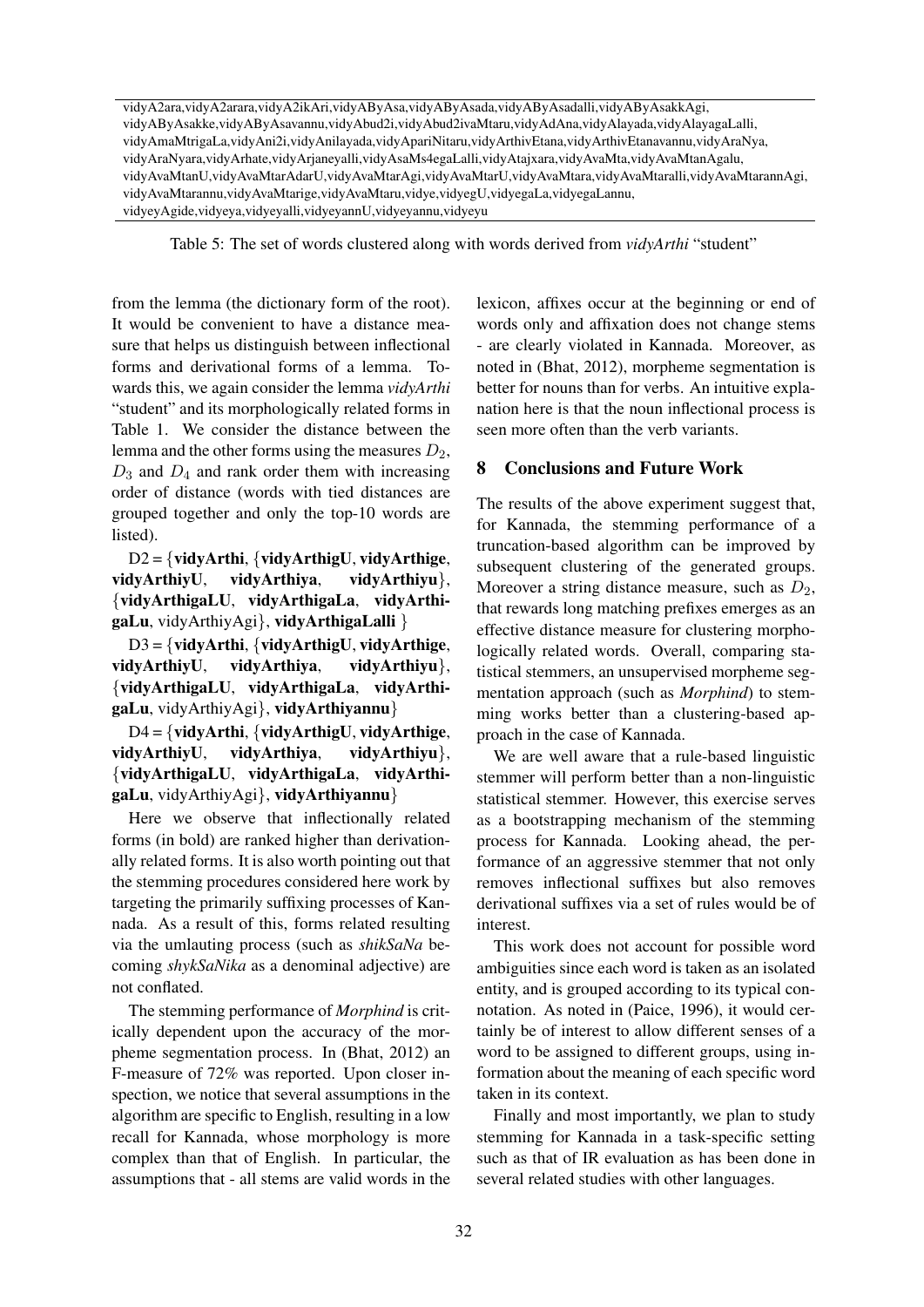| vidyA2ara,vidyA2arara,vidyA2ikAri,vidyAByAsa,vidyAByAsada,vidyAByAsadalli,vidyAByAsakkAgi, vidyAByAsakke,vidyAByAsavannu,vidyAbud2i,vidyAbud2ivaMtaru,vidyAdAna,vidyAlayada,vidyAlayagaLalli, vidyAmaMtrigaLa,vidyAni2i,vidyAnilayada,vidyApariNitaru,vidyArthivEtana,vidyArthivEtanavannu,vidyAraNya, vidyAraNyara,vidyArhate,vidyArjaneyalli,vidyAsaMs4egaLalli,vidyAtajxara,vidyAvaMta,vidyAvaMtanAgalu, vidyAvaMtanU,vidyAvaMtarAdarU,vidyAvaMtarAgi,vidyAvaMtarU,vidyAvaMtara,vidyAvaMtaralli,vidyAvaMtarannAgi, vidyAvaMtarannu,vidyAvaMtarige,vidyAvaMtaru,vidye,vidyegU,vidyegaLa,vidyegaLannu, vidyeyAgide,vidyeya,vidyeyalli,vidyeyannU,vidyeyannu,vidyeyu |
|---|

Table 5: The set of words clustered along with words derived from *vidyArthi* "student"

from the lemma (the dictionary form of the root). It would be convenient to have a distance measure that helps us distinguish between inflectional forms and derivational forms of a lemma. Towards this, we again consider the lemma *vidyArthi* "student" and its morphologically related forms in Table 1. We consider the distance between the lemma and the other forms using the measures $D_2$, $D_3$ and $D_4$ and rank order them with increasing order of distance (words with tied distances are grouped together and only the top-10 words are listed).

D2 = {**vidyArthi**, {**vidyArthigU**, **vidyArthige**, **vidyArthiyU**, **vidyArthiya**, **vidyArthiyu**}, {**vidyArthigaLU**, **vidyArthigaLa**, **vidyArthigaLu**, vidyArthiyAgi}, **vidyArthigaLalli** }

D3 = {**vidyArthi**, {**vidyArthigU**, **vidyArthige**, **vidyArthiyU**, **vidyArthiya**, **vidyArthiyu**}, {**vidyArthigaLU**, **vidyArthigaLa**, **vidyArthigaLu**, vidyArthiyAgi}, **vidyArthiyannu**}

D4 = {**vidyArthi**, {**vidyArthigU**, **vidyArthige**, **vidyArthiyU**, **vidyArthiya**, **vidyArthiyu**}, {**vidyArthigaLU**, **vidyArthigaLa**, **vidyArthigaLu**, vidyArthiyAgi}, **vidyArthiyannu**}

Here we observe that inflectionally related forms (in bold) are ranked higher than derivationally related forms. It is also worth pointing out that the stemming procedures considered here work by targeting the primarily suffixing processes of Kannada. As a result of this, forms related resulting via the umlauting process (such as *shikSaNa* becoming *shykSaNika* as a denominal adjective) are not conflated.

The stemming performance of *Morphind* is critically dependent upon the accuracy of the morpheme segmentation process. In (Bhat, 2012) an F-measure of 72% was reported. Upon closer inspection, we notice that several assumptions in the algorithm are specific to English, resulting in a low recall for Kannada, whose morphology is more complex than that of English. In particular, the assumptions that - all stems are valid words in the lexicon, affixes occur at the beginning or end of words only and affixation does not change stems - are clearly violated in Kannada. Moreover, as noted in (Bhat, 2012), morpheme segmentation is better for nouns than for verbs. An intuitive explanation here is that the noun inflectional process is seen more often than the verb variants.

## 8 Conclusions and Future Work

The results of the above experiment suggest that, for Kannada, the stemming performance of a truncation-based algorithm can be improved by subsequent clustering of the generated groups. Moreover a string distance measure, such as $D_2$, that rewards long matching prefixes emerges as an effective distance measure for clustering morphologically related words. Overall, comparing statistical stemmers, an unsupervised morpheme segmentation approach (such as *Morphind*) to stemming works better than a clustering-based approach in the case of Kannada.

We are well aware that a rule-based linguistic stemmer will perform better than a non-linguistic statistical stemmer. However, this exercise serves as a bootstrapping mechanism of the stemming process for Kannada. Looking ahead, the performance of an aggressive stemmer that not only removes inflectional suffixes but also removes derivational suffixes via a set of rules would be of interest.

This work does not account for possible word ambiguities since each word is taken as an isolated entity, and is grouped according to its typical connotation. As noted in (Paice, 1996), it would certainly be of interest to allow different senses of a word to be assigned to different groups, using information about the meaning of each specific word taken in its context.

Finally and most importantly, we plan to study stemming for Kannada in a task-specific setting such as that of IR evaluation as has been done in several related studies with other languages.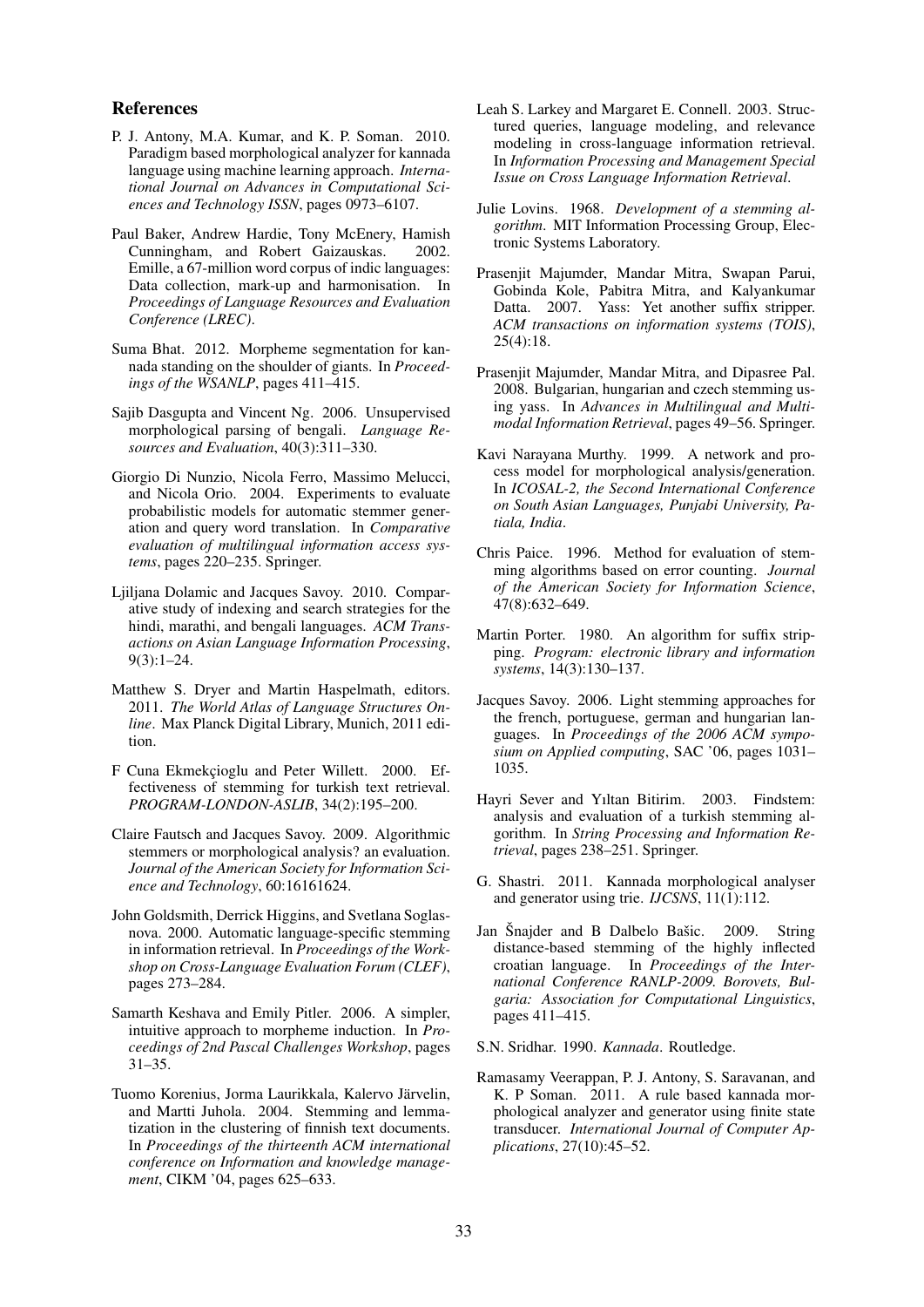## References

P. J. Antony, M.A. Kumar, and K. P. Soman. 2010. Paradigm based morphological analyzer for kannada language using machine learning approach. *International Journal on Advances in Computational Sciences and Technology ISSN*, pages 0973–6107.

Paul Baker, Andrew Hardie, Tony McEnery, Hamish Cunningham, and Robert Gaizauskas. 2002. Emille, a 67-million word corpus of indic languages: Data collection, mark-up and harmonisation. In *Proceedings of Language Resources and Evaluation Conference (LREC)*.

Suma Bhat. 2012. Morpheme segmentation for kannada standing on the shoulder of giants. In *Proceedings of the WSANLP*, pages 411–415.

Sajib Dasgupta and Vincent Ng. 2006. Unsupervised morphological parsing of bengali. *Language Resources and Evaluation*, 40(3):311–330.

Giorgio Di Nunzio, Nicola Ferro, Massimo Melucci, and Nicola Orio. 2004. Experiments to evaluate probabilistic models for automatic stemmer generation and query word translation. In *Comparative evaluation of multilingual information access systems*, pages 220–235. Springer.

Ljiljana Dolamic and Jacques Savoy. 2010. Comparative study of indexing and search strategies for the hindi, marathi, and bengali languages. *ACM Transactions on Asian Language Information Processing*, 9(3):1–24.

Matthew S. Dryer and Martin Haspelmath, editors. 2011. *The World Atlas of Language Structures Online*. Max Planck Digital Library, Munich, 2011 edition.

F Cuna Ekmekçioglu and Peter Willett. 2000. Effectiveness of stemming for turkish text retrieval. *PROGRAM-LONDON-ASLIB*, 34(2):195–200.

Claire Fautsch and Jacques Savoy. 2009. Algorithmic stemmers or morphological analysis? an evaluation. *Journal of the American Society for Information Science and Technology*, 60:16161624.

John Goldsmith, Derrick Higgins, and Svetlana Soglasnova. 2000. Automatic language-specific stemming in information retrieval. In *Proceedings of the Workshop on Cross-Language Evaluation Forum (CLEF)*, pages 273–284.

Samarth Keshava and Emily Pitler. 2006. A simpler, intuitive approach to morpheme induction. In *Proceedings of 2nd Pascal Challenges Workshop*, pages 31–35.

Tuomo Korenius, Jorma Laurikkala, Kalervo Järvelin, and Martti Juhola. 2004. Stemming and lemmatization in the clustering of finnish text documents. In *Proceedings of the thirteenth ACM international conference on Information and knowledge management*, CIKM '04, pages 625–633.

Leah S. Larkey and Margaret E. Connell. 2003. Structured queries, language modeling, and relevance modeling in cross-language information retrieval. In *Information Processing and Management Special Issue on Cross Language Information Retrieval*.

Julie Lovins. 1968. *Development of a stemming algorithm*. MIT Information Processing Group, Electronic Systems Laboratory.

Prasenjit Majumder, Mandar Mitra, Swapan Parui, Gobinda Kole, Pabitra Mitra, and Kalyankumar Datta. 2007. Yass: Yet another suffix stripper. *ACM transactions on information systems (TOIS)*, 25(4):18.

Prasenjit Majumder, Mandar Mitra, and Dipasree Pal. 2008. Bulgarian, hungarian and czech stemming using yass. In *Advances in Multilingual and Multimodal Information Retrieval*, pages 49–56. Springer.

Kavi Narayana Murthy. 1999. A network and process model for morphological analysis/generation. In *ICOSAL-2, the Second International Conference on South Asian Languages, Punjabi University, Patiala, India*.

Chris Paice. 1996. Method for evaluation of stemming algorithms based on error counting. *Journal of the American Society for Information Science*, 47(8):632–649.

Martin Porter. 1980. An algorithm for suffix stripping. *Program: electronic library and information systems*, 14(3):130–137.

Jacques Savoy. 2006. Light stemming approaches for the french, portuguese, german and hungarian languages. In *Proceedings of the 2006 ACM symposium on Applied computing*, SAC '06, pages 1031–1035.

Hayri Sever and Yıltan Bitirim. 2003. Findstem: analysis and evaluation of a turkish stemming algorithm. In *String Processing and Information Retrieval*, pages 238–251. Springer.

G. Shastri. 2011. Kannada morphological analyser and generator using trie. *IJCSNS*, 11(1):112.

Jan Šnajder and B Dalbelo Bašic. 2009. String distance-based stemming of the highly inflected croatian language. In *Proceedings of the International Conference RANLP-2009. Borovets, Bulgaria: Association for Computational Linguistics*, pages 411–415.

S.N. Sridhar. 1990. *Kannada*. Routledge.

Ramasamy Veerappan, P. J. Antony, S. Saravanan, and K. P Soman. 2011. A rule based kannada morphological analyzer and generator using finite state transducer. *International Journal of Computer Applications*, 27(10):45–52.